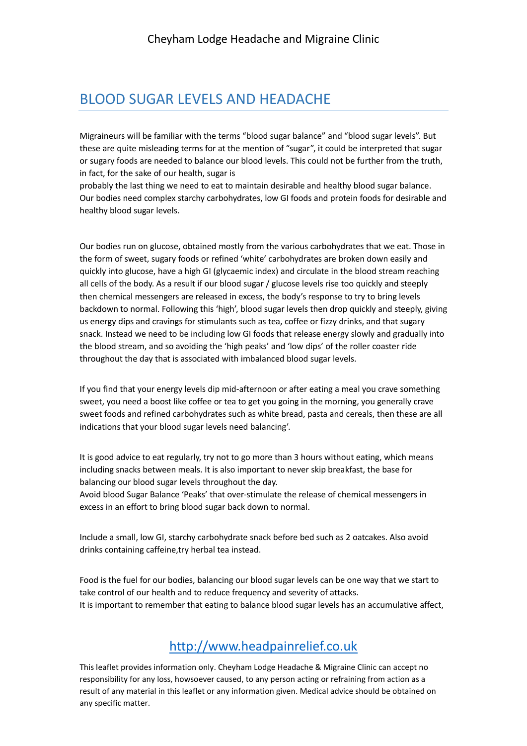Cheyham Lodge Headache and Migraine Clinic

# BLOOD SUGAR LEVELS AND HEADACHE

Migraineurs will be familiar with the terms "blood sugar balance" and "blood sugar levels". But these are quite misleading terms for at the mention of "sugar", it could be interpreted that sugar or sugary foods are needed to balance our blood levels. This could not be further from the truth, in fact, for the sake of our health, sugar is
probably the last thing we need to eat to maintain desirable and healthy blood sugar balance. Our bodies need complex starchy carbohydrates, low GI foods and protein foods for desirable and healthy blood sugar levels.

Our bodies run on glucose, obtained mostly from the various carbohydrates that we eat. Those in the form of sweet, sugary foods or refined 'white' carbohydrates are broken down easily and quickly into glucose, have a high GI (glycaemic index) and circulate in the blood stream reaching all cells of the body. As a result if our blood sugar / glucose levels rise too quickly and steeply then chemical messengers are released in excess, the body's response to try to bring levels backdown to normal. Following this 'high', blood sugar levels then drop quickly and steeply, giving us energy dips and cravings for stimulants such as tea, coffee or fizzy drinks, and that sugary snack. Instead we need to be including low GI foods that release energy slowly and gradually into the blood stream, and so avoiding the 'high peaks' and 'low dips' of the roller coaster ride throughout the day that is associated with imbalanced blood sugar levels.

If you find that your energy levels dip mid-afternoon or after eating a meal you crave something sweet, you need a boost like coffee or tea to get you going in the morning, you generally crave sweet foods and refined carbohydrates such as white bread, pasta and cereals, then these are all indications that your blood sugar levels need balancing'.

It is good advice to eat regularly, try not to go more than 3 hours without eating, which means including snacks between meals. It is also important to never skip breakfast, the base for balancing our blood sugar levels throughout the day.
Avoid blood Sugar Balance 'Peaks' that over-stimulate the release of chemical messengers in excess in an effort to bring blood sugar back down to normal.

Include a small, low GI, starchy carbohydrate snack before bed such as 2 oatcakes. Also avoid drinks containing caffeine,try herbal tea instead.

Food is the fuel for our bodies, balancing our blood sugar levels can be one way that we start to take control of our health and to reduce frequency and severity of attacks.
It is important to remember that eating to balance blood sugar levels has an accumulative affect,

http://www.headpainrelief.co.uk

This leaflet provides information only. Cheyham Lodge Headache & Migraine Clinic can accept no responsibility for any loss, howsoever caused, to any person acting or refraining from action as a result of any material in this leaflet or any information given. Medical advice should be obtained on any specific matter.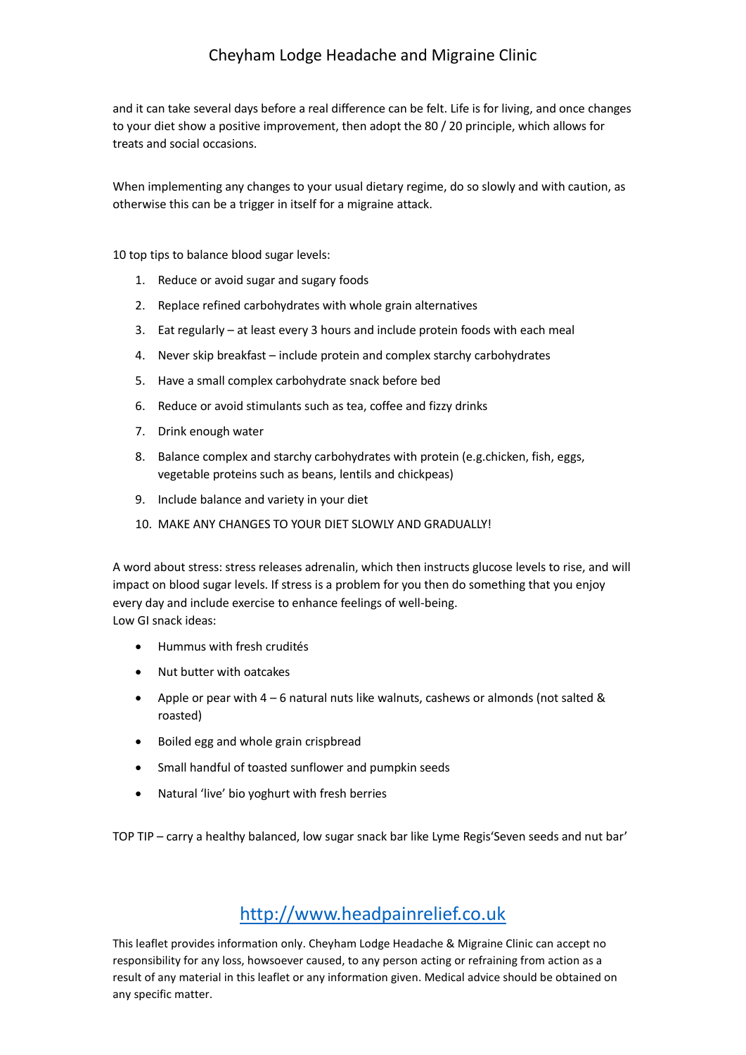and it can take several days before a real difference can be felt. Life is for living, and once changes to your diet show a positive improvement, then adopt the 80 / 20 principle, which allows for treats and social occasions.

When implementing any changes to your usual dietary regime, do so slowly and with caution, as otherwise this can be a trigger in itself for a migraine attack.

10 top tips to balance blood sugar levels:

1. Reduce or avoid sugar and sugary foods
2. Replace refined carbohydrates with whole grain alternatives
3. Eat regularly – at least every 3 hours and include protein foods with each meal
4. Never skip breakfast – include protein and complex starchy carbohydrates
5. Have a small complex carbohydrate snack before bed
6. Reduce or avoid stimulants such as tea, coffee and fizzy drinks
7. Drink enough water
8. Balance complex and starchy carbohydrates with protein (e.g.chicken, fish, eggs, vegetable proteins such as beans, lentils and chickpeas)
9. Include balance and variety in your diet
10. MAKE ANY CHANGES TO YOUR DIET SLOWLY AND GRADUALLY!

A word about stress: stress releases adrenalin, which then instructs glucose levels to rise, and will impact on blood sugar levels. If stress is a problem for you then do something that you enjoy every day and include exercise to enhance feelings of well-being.
Low GI snack ideas:

- Hummus with fresh crudités
- Nut butter with oatcakes
- Apple or pear with 4 – 6 natural nuts like walnuts, cashews or almonds (not salted & roasted)
- Boiled egg and whole grain crispbread
- Small handful of toasted sunflower and pumpkin seeds
- Natural 'live' bio yoghurt with fresh berries

TOP TIP – carry a healthy balanced, low sugar snack bar like Lyme Regis'Seven seeds and nut bar'

## http://www.headpainrelief.co.uk

This leaflet provides information only. Cheyham Lodge Headache & Migraine Clinic can accept no responsibility for any loss, howsoever caused, to any person acting or refraining from action as a result of any material in this leaflet or any information given. Medical advice should be obtained on any specific matter.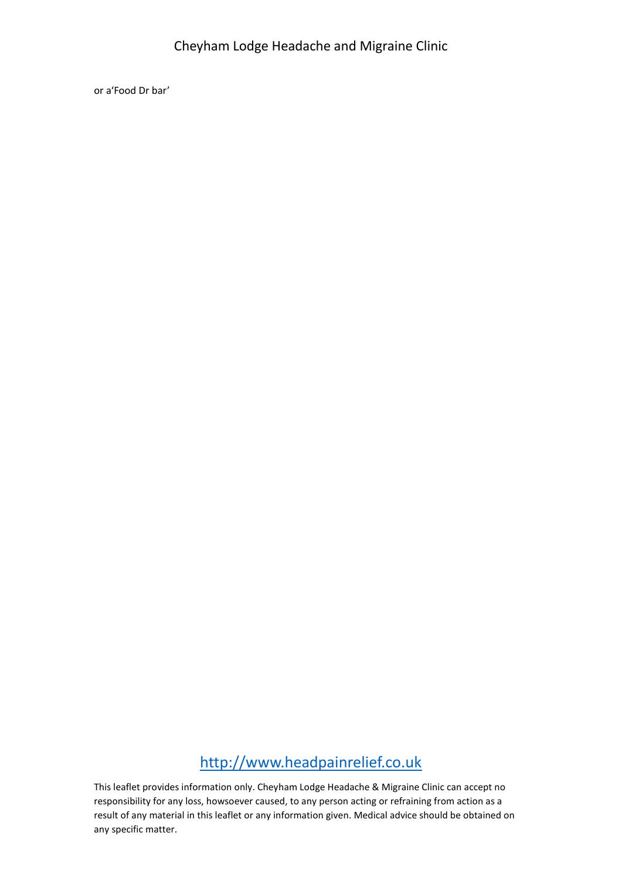or a‘Food Dr bar’

http://www.headpainrelief.co.uk

This leaflet provides information only. Cheyham Lodge Headache & Migraine Clinic can accept no responsibility for any loss, howsoever caused, to any person acting or refraining from action as a result of any material in this leaflet or any information given. Medical advice should be obtained on any specific matter.